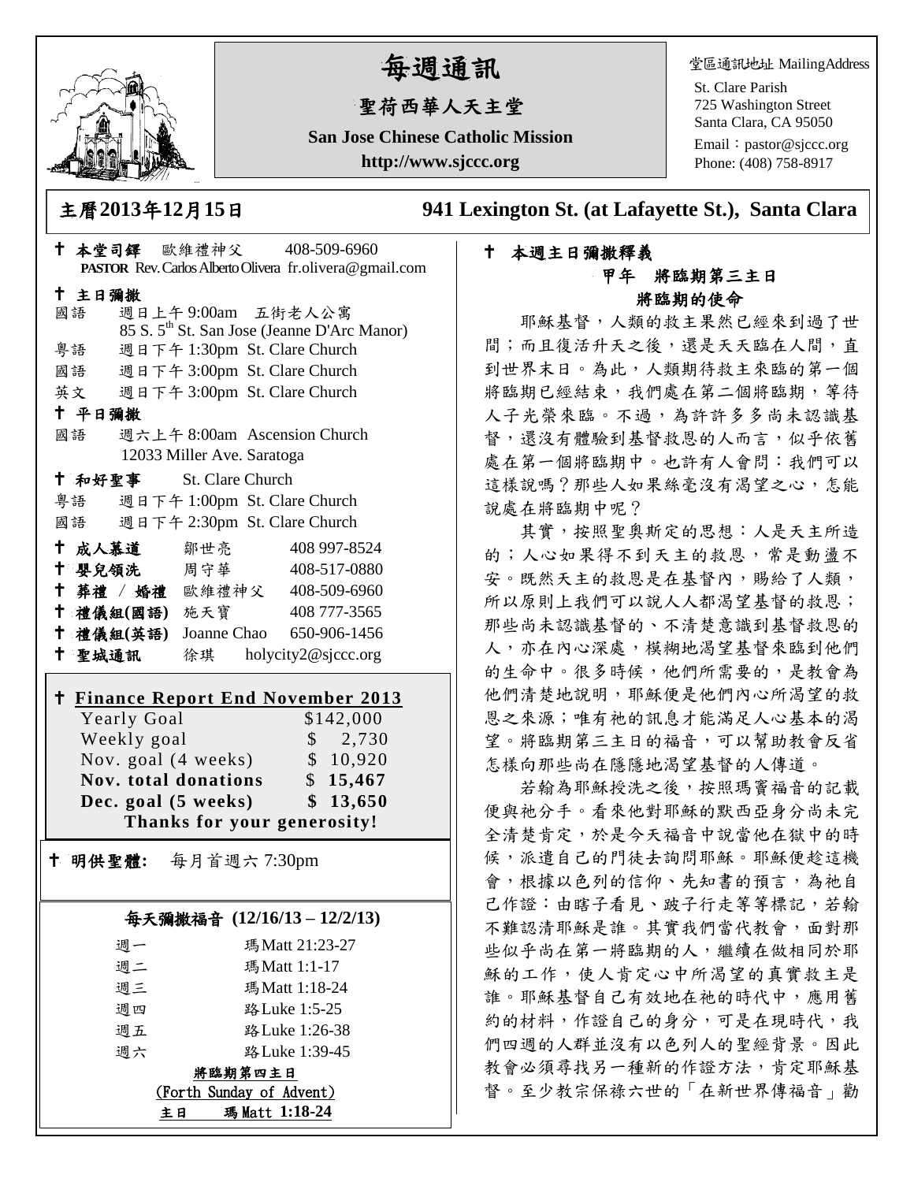# 每週通訊

## 聖荷西華人天主堂

**San Jose Chinese Catholic Mission**

**http://www.sjccc.org**

堂區通訊地址 MailingAddress

St. Clare Parish
725 Washington Street
Santa Clara, CA 95050
Email：pastor@sjccc.org
Phone: (408) 758-8917

## 主曆2013年12月15日 　　941 Lexington St. (at Lafayette St.), Santa Clara

✝ **本堂司鐸** 歐維禮神父 408-509-6960
**PASTOR** Rev. Carlos Alberto Olivera fr.olivera@gmail.com

✝ **主日彌撒**

國語 週日上午 9:00am 五街老人公寓
85 S. 5th St. San Jose (Jeanne D'Arc Manor)

粵語 週日下午 1:30pm St. Clare Church

國語 週日下午 3:00pm St. Clare Church

英文 週日下午 3:00pm St. Clare Church

✝ **平日彌撒**

國語 週六上午 8:00am Ascension Church
12033 Miller Ave. Saratoga

✝ **和好聖事** St. Clare Church

粵語 週日下午 1:00pm St. Clare Church

國語 週日下午 2:30pm St. Clare Church

✝ **成人慕道** 鄒世亮 408 997-8524

✝ **嬰兒領洗** 周守華 408-517-0880

✝ **葬禮 / 婚禮** 歐維禮神父 408-509-6960

✝ **禮儀組(國語)** 施天寶 408 777-3565

✝ **禮儀組(英語)** Joanne Chao 650-906-1456

✝ **聖城通訊** 徐琪 holycity2@sjccc.org

✝ **Finance Report End November 2013**

| | |
|---|---|
| Yearly Goal | $142,000 |
| Weekly goal | $ 2,730 |
| Nov. goal (4 weeks) | $ 10,920 |
| **Nov. total donations** | **$ 15,467** |
| **Dec. goal (5 weeks)** | **$ 13,650** |

**Thanks for your generosity!**

✝ **明供聖體:** 每月首週六 7:30pm

**每天彌撒福音 (12/16/13 – 12/2/13)**

| | |
|---|---|
| 週一 | 瑪Matt 21:23-27 |
| 週二 | 瑪Matt 1:1-17 |
| 週三 | 瑪Matt 1:18-24 |
| 週四 | 路Luke 1:5-25 |
| 週五 | 路Luke 1:26-38 |
| 週六 | 路Luke 1:39-45 |

**將臨期第四主日**
(Forth Sunday of Advent)
**主日 瑪 Matt 1:18-24**

✝ **本週主日彌撒釋義**

**甲年 將臨期第三主日**

**將臨期的使命**

耶穌基督，人類的救主果然已經來到過了世間；而且復活升天之後，還是天天臨在人間，直到世界末日。為此，人類期待救主來臨的第一個將臨期已經結束，我們處在第二個將臨期，等待人子光榮來臨。不過，為許許多多尚未認識基督，還沒有體驗到基督救恩的人而言，似乎依舊處在第一個將臨期中。也許有人會問：我們可以這樣說嗎？那些人如果絲毫沒有渴望之心，怎能說處在將臨期中呢？

其實，按照聖奧斯定的思想：人是天主所造的；人心如果得不到天主的救恩，常是動盪不安。既然天主的救恩是在基督內，賜給了人類，所以原則上我們可以說人人都渴望基督的救恩；那些尚未認識基督的、不清楚意識到基督救恩的人，亦在內心深處，模糊地渴望基督來臨到他們的生命中。很多時候，他們所需要的，是教會為他們清楚地說明，耶穌便是他們內心所渴望的救恩之來源；唯有祂的訊息才能滿足人心基本的渴望。將臨期第三主日的福音，可以幫助教會反省怎樣向那些尚在隱隱地渴望基督的人傳道。

若翰為耶穌授洗之後，按照瑪竇福音的記載便與祂分手。看來他對耶穌的默西亞身分尚未完全清楚肯定，於是今天福音中說當他在獄中的時候，派遣自己的門徒去詢問耶穌。耶穌便趁這機會，根據以色列的信仰、先知書的預言，為祂自己作證：由瞎子看見、跛子行走等等標記，若翰不難認清耶穌是誰。其實我們當代教會，面對那些似乎尚在第一將臨期的人，繼續在做相同於耶穌的工作，使人肯定心中所渴望的真實救主是誰。耶穌基督自己有效地在祂的時代中，應用舊約的材料，作證自己的身分，可是在現時代，我們四週的人群並沒有以色列人的聖經背景。因此教會必須尋找另一種新的作證方法，肯定耶穌基督。至少教宗保祿六世的「在新世界傳福音」勸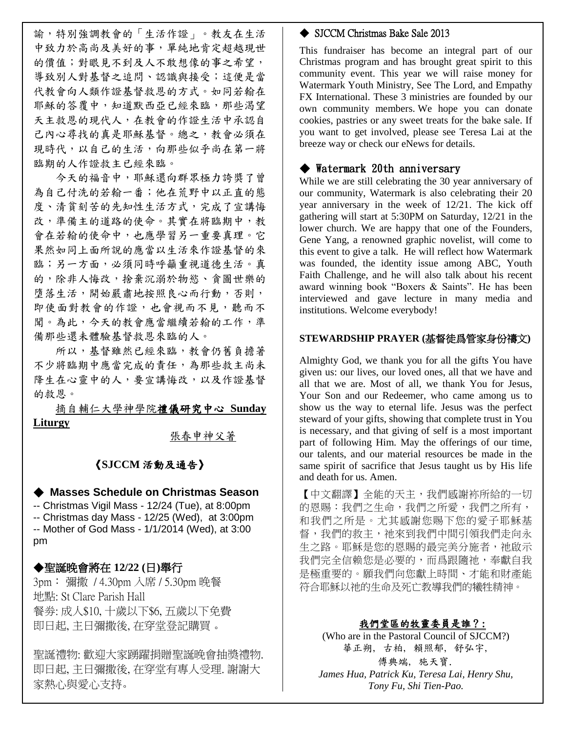諭，特別強調教會的「生活作證」。教友在生活中致力於高尚及美好的事，單純地肯定超越現世的價值；對眼見不到及人不敢想像的事之希望，導致別人對基督之追問、認識與接受；這便是當代教會向人類作證基督救恩的方式。如同若翰在耶穌的答覆中，知道默西亞已經來臨，那些渴望天主救恩的現代人，在教會的作證生活中承認自己內心尋找的真是耶穌基督。總之，教會必須在現時代，以自己的生活，向那些似乎尚在第一將臨期的人作證救主已經來臨。

今天的福音中，耶穌還向群眾極力誇獎了曾為自己付洗的若翰一番；他在荒野中以正直的態度、清貧刻苦的先知性生活方式，完成了宣講悔改，準備主的道路的使命。其實在將臨期中，教會在若翰的使命中，也應學習另一重要真理。它果然如同上面所說的應當以生活來作證基督的來臨；另一方面，必須同時呼籲重視道德生活。真的，除非人悔改，捨棄沉溺於物慾、貪圖世樂的墮落生活，開始嚴肅地按照良心而行動，否則，即使面對教會的作證，也會視而不見，聽而不聞。為此，今天的教會應當繼續若翰的工作，準備那些還未體驗基督救恩來臨的人。

所以，基督雖然已經來臨，教會仍舊負擔著不少將臨期中應當完成的責任，為那些救主尚未降生在心靈中的人，要宣講悔改，以及作證基督的救恩。

摘自輔仁大學神學院**禮儀研究中心 Sunday Liturgy**

張春申神父著

## 《SJCCM 活動及通告》

### ◆ Masses Schedule on Christmas Season

-- Christmas Vigil Mass - 12/24 (Tue), at 8:00pm
-- Christmas day Mass - 12/25 (Wed), at 3:00pm
-- Mother of God Mass - 1/1/2014 (Wed), at 3:00 pm

### ◆聖誕晚會將在 12/22 (日)舉行

3pm： 彌撒 / 4.30pm 入席 / 5.30pm 晚餐
地點: St Clare Parish Hall
餐券: 成人$10, 十歲以下$6, 五歲以下免費
即日起, 主日彌撒後, 在穿堂登記購買 。

聖誕禮物: 歡迎大家踴躍捐贈聖誕晚會抽獎禮物. 即日起, 主日彌撒後, 在穿堂有專人受理. 謝謝大家熱心與愛心支持。

### ◆ SJCCM Christmas Bake Sale 2013

This fundraiser has become an integral part of our Christmas program and has brought great spirit to this community event. This year we will raise money for Watermark Youth Ministry, See The Lord, and Empathy FX International. These 3 ministries are founded by our own community members. We hope you can donate cookies, pastries or any sweet treats for the bake sale. If you want to get involved, please see Teresa Lai at the breeze way or check our eNews for details.

### ◆ Watermark 20th anniversary

While we are still celebrating the 30 year anniversary of our community, Watermark is also celebrating their 20 year anniversary in the week of 12/21. The kick off gathering will start at 5:30PM on Saturday, 12/21 in the lower church. We are happy that one of the Founders, Gene Yang, a renowned graphic novelist, will come to this event to give a talk. He will reflect how Watermark was founded, the identity issue among ABC, Youth Faith Challenge, and he will also talk about his recent award winning book "Boxers & Saints". He has been interviewed and gave lecture in many media and institutions. Welcome everybody!

### STEWARDSHIP PRAYER (基督徒爲管家身份禱文)

Almighty God, we thank you for all the gifts You have given us: our lives, our loved ones, all that we have and all that we are. Most of all, we thank You for Jesus, Your Son and our Redeemer, who came among us to show us the way to eternal life. Jesus was the perfect steward of your gifts, showing that complete trust in You is necessary, and that giving of self is a most important part of following Him. May the offerings of our time, our talents, and our material resources be made in the same spirit of sacrifice that Jesus taught us by His life and death for us. Amen.

【中文翻譯】全能的天主，我們感謝祢所給的一切的恩賜：我們之生命，我們之所愛，我們之所有，和我們之所是。尤其感謝您賜下您的愛子耶穌基督，我們的救主，祂來到我們中間引領我們走向永生之路。耶穌是您的恩賜的最完美分施者，祂啟示我們完全信賴您是必要的，而爲跟隨祂，奉獻自我是極重要的。願我們向您獻上時間、才能和財產能符合耶穌以祂的生命及死亡教導我們的犧牲精神。

**我們堂區的牧靈委員是誰？:**

(Who are in the Pastoral Council of SJCCM?)
華正朔, 古柏, 賴照郁, 舒弘宇,
傅典端, 施天寶.
*James Hua, Patrick Ku, Teresa Lai, Henry Shu, Tony Fu, Shi Tien-Pao.*